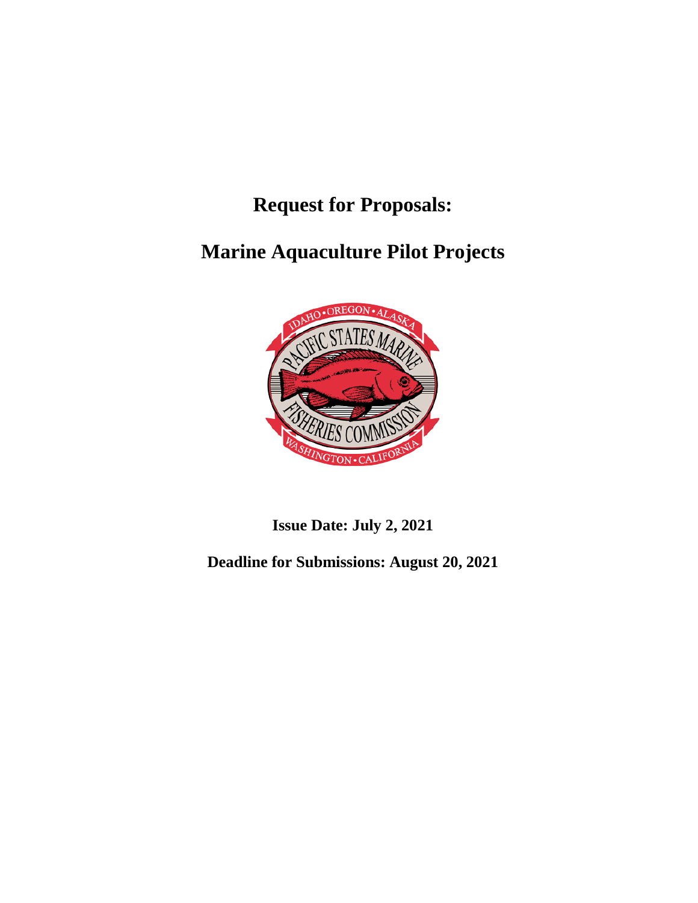# Request for Proposals:

# Marine Aquaculture Pilot Projects

**Issue Date: July 2, 2021**

**Deadline for Submissions: August 20, 2021**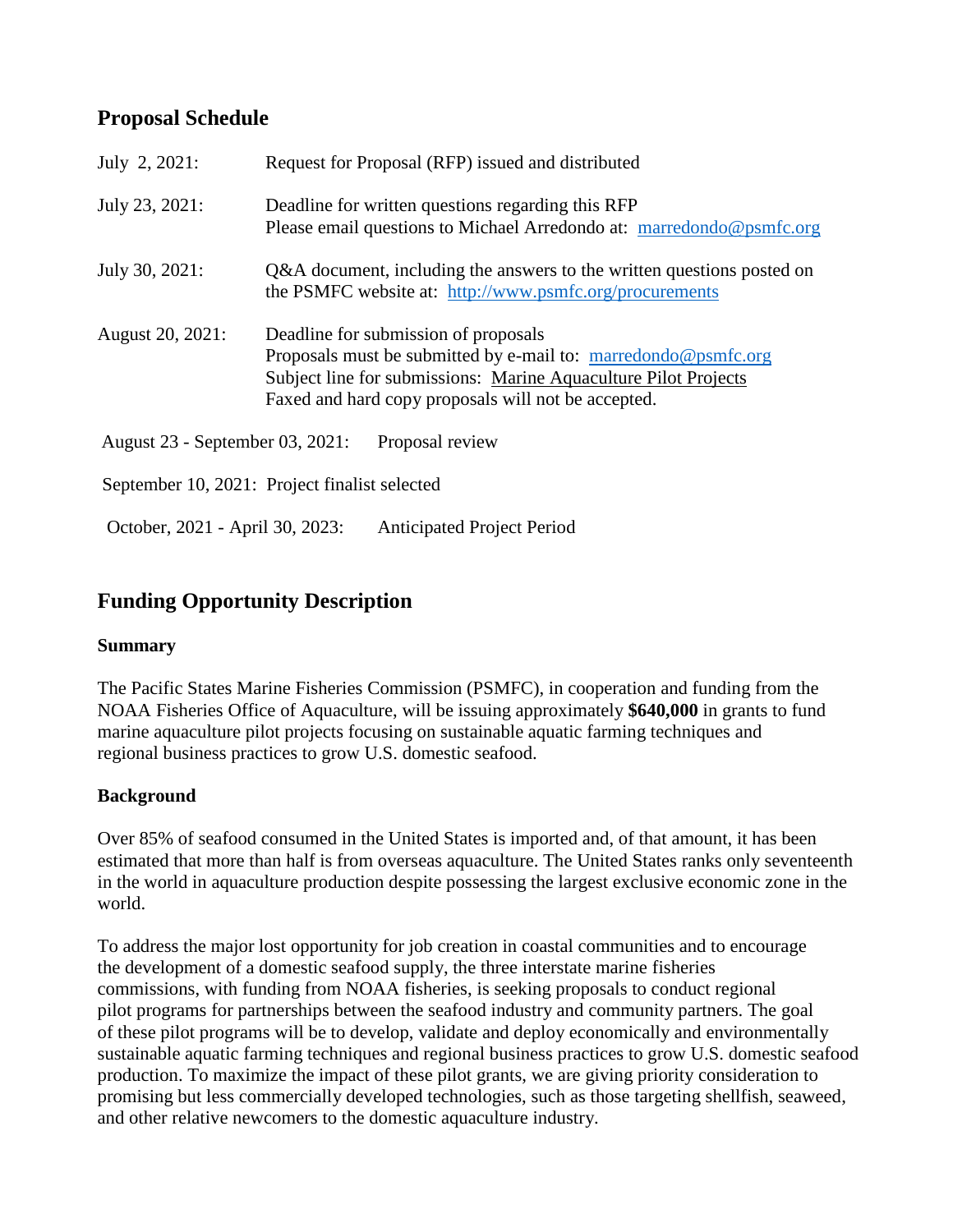## Proposal Schedule

July 2, 2021: Request for Proposal (RFP) issued and distributed

July 23, 2021: Deadline for written questions regarding this RFP
Please email questions to Michael Arredondo at: [marredondo@psmfc.org](mailto:marredondo@psmfc.org)

July 30, 2021: Q&A document, including the answers to the written questions posted on the PSMFC website at: [http://www.psmfc.org/procurements](http://www.psmfc.org/procurements)

August 20, 2021: Deadline for submission of proposals
Proposals must be submitted by e-mail to: [marredondo@psmfc.org](mailto:marredondo@psmfc.org)
Subject line for submissions: Marine Aquaculture Pilot Projects
Faxed and hard copy proposals will not be accepted.

August 23 - September 03, 2021: Proposal review

September 10, 2021: Project finalist selected

October, 2021 - April 30, 2023: Anticipated Project Period

## Funding Opportunity Description

### Summary

The Pacific States Marine Fisheries Commission (PSMFC), in cooperation and funding from the NOAA Fisheries Office of Aquaculture, will be issuing approximately **$640,000** in grants to fund marine aquaculture pilot projects focusing on sustainable aquatic farming techniques and regional business practices to grow U.S. domestic seafood.

### Background

Over 85% of seafood consumed in the United States is imported and, of that amount, it has been estimated that more than half is from overseas aquaculture. The United States ranks only seventeenth in the world in aquaculture production despite possessing the largest exclusive economic zone in the world.

To address the major lost opportunity for job creation in coastal communities and to encourage the development of a domestic seafood supply, the three interstate marine fisheries commissions, with funding from NOAA fisheries, is seeking proposals to conduct regional pilot programs for partnerships between the seafood industry and community partners. The goal of these pilot programs will be to develop, validate and deploy economically and environmentally sustainable aquatic farming techniques and regional business practices to grow U.S. domestic seafood production. To maximize the impact of these pilot grants, we are giving priority consideration to promising but less commercially developed technologies, such as those targeting shellfish, seaweed, and other relative newcomers to the domestic aquaculture industry.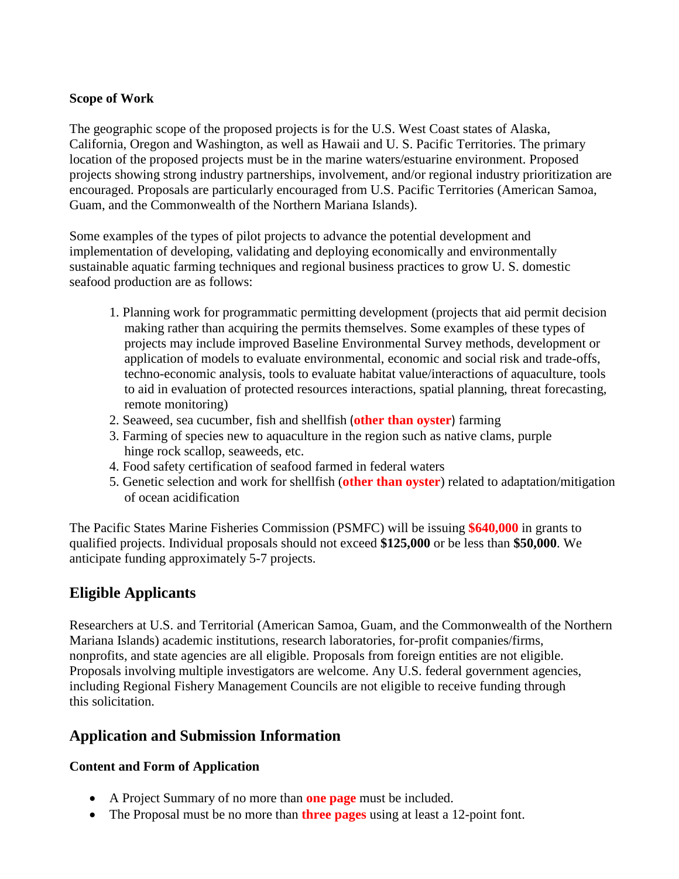### Scope of Work

The geographic scope of the proposed projects is for the U.S. West Coast states of Alaska, California, Oregon and Washington, as well as Hawaii and U. S. Pacific Territories. The primary location of the proposed projects must be in the marine waters/estuarine environment. Proposed projects showing strong industry partnerships, involvement, and/or regional industry prioritization are encouraged. Proposals are particularly encouraged from U.S. Pacific Territories (American Samoa, Guam, and the Commonwealth of the Northern Mariana Islands).

Some examples of the types of pilot projects to advance the potential development and implementation of developing, validating and deploying economically and environmentally sustainable aquatic farming techniques and regional business practices to grow U. S. domestic seafood production are as follows:

1. Planning work for programmatic permitting development (projects that aid permit decision making rather than acquiring the permits themselves. Some examples of these types of projects may include improved Baseline Environmental Survey methods, development or application of models to evaluate environmental, economic and social risk and trade-offs, techno-economic analysis, tools to evaluate habitat value/interactions of aquaculture, tools to aid in evaluation of protected resources interactions, spatial planning, threat forecasting, remote monitoring)
2. Seaweed, sea cucumber, fish and shellfish (**other than oyster**) farming
3. Farming of species new to aquaculture in the region such as native clams, purple hinge rock scallop, seaweeds, etc.
4. Food safety certification of seafood farmed in federal waters
5. Genetic selection and work for shellfish (**other than oyster**) related to adaptation/mitigation of ocean acidification

The Pacific States Marine Fisheries Commission (PSMFC) will be issuing **$640,000** in grants to qualified projects. Individual proposals should not exceed **$125,000** or be less than **$50,000**. We anticipate funding approximately 5-7 projects.

## Eligible Applicants

Researchers at U.S. and Territorial (American Samoa, Guam, and the Commonwealth of the Northern Mariana Islands) academic institutions, research laboratories, for-profit companies/firms, nonprofits, and state agencies are all eligible. Proposals from foreign entities are not eligible. Proposals involving multiple investigators are welcome. Any U.S. federal government agencies, including Regional Fishery Management Councils are not eligible to receive funding through this solicitation.

## Application and Submission Information

### Content and Form of Application

- A Project Summary of no more than **one page** must be included.
- The Proposal must be no more than **three pages** using at least a 12-point font.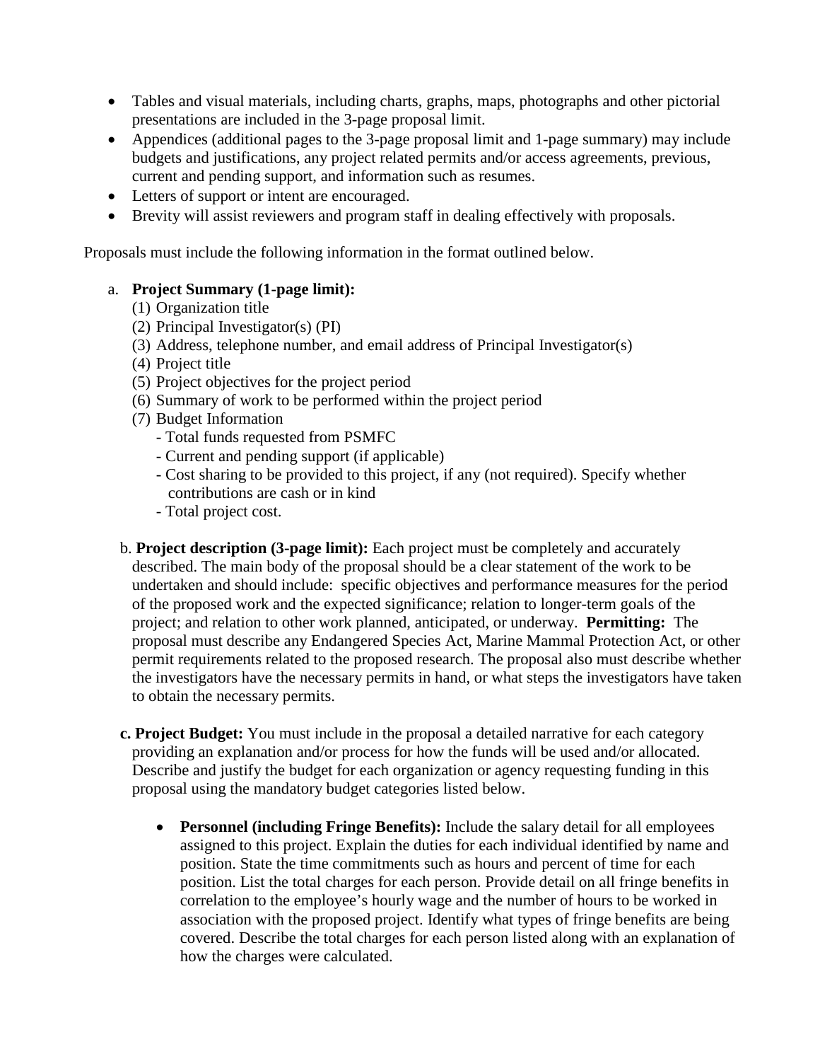- Tables and visual materials, including charts, graphs, maps, photographs and other pictorial presentations are included in the 3-page proposal limit.
- Appendices (additional pages to the 3-page proposal limit and 1-page summary) may include budgets and justifications, any project related permits and/or access agreements, previous, current and pending support, and information such as resumes.
- Letters of support or intent are encouraged.
- Brevity will assist reviewers and program staff in dealing effectively with proposals.

Proposals must include the following information in the format outlined below.

a. **Project Summary (1-page limit):**
   (1) Organization title
   (2) Principal Investigator(s) (PI)
   (3) Address, telephone number, and email address of Principal Investigator(s)
   (4) Project title
   (5) Project objectives for the project period
   (6) Summary of work to be performed within the project period
   (7) Budget Information
      - Total funds requested from PSMFC
      - Current and pending support (if applicable)
      - Cost sharing to be provided to this project, if any (not required). Specify whether contributions are cash or in kind
      - Total project cost.

b. **Project description (3-page limit):** Each project must be completely and accurately described. The main body of the proposal should be a clear statement of the work to be undertaken and should include: specific objectives and performance measures for the period of the proposed work and the expected significance; relation to longer-term goals of the project; and relation to other work planned, anticipated, or underway. **Permitting:** The proposal must describe any Endangered Species Act, Marine Mammal Protection Act, or other permit requirements related to the proposed research. The proposal also must describe whether the investigators have the necessary permits in hand, or what steps the investigators have taken to obtain the necessary permits.

c. **Project Budget:** You must include in the proposal a detailed narrative for each category providing an explanation and/or process for how the funds will be used and/or allocated. Describe and justify the budget for each organization or agency requesting funding in this proposal using the mandatory budget categories listed below.

   - **Personnel (including Fringe Benefits):** Include the salary detail for all employees assigned to this project. Explain the duties for each individual identified by name and position. State the time commitments such as hours and percent of time for each position. List the total charges for each person. Provide detail on all fringe benefits in correlation to the employee's hourly wage and the number of hours to be worked in association with the proposed project. Identify what types of fringe benefits are being covered. Describe the total charges for each person listed along with an explanation of how the charges were calculated.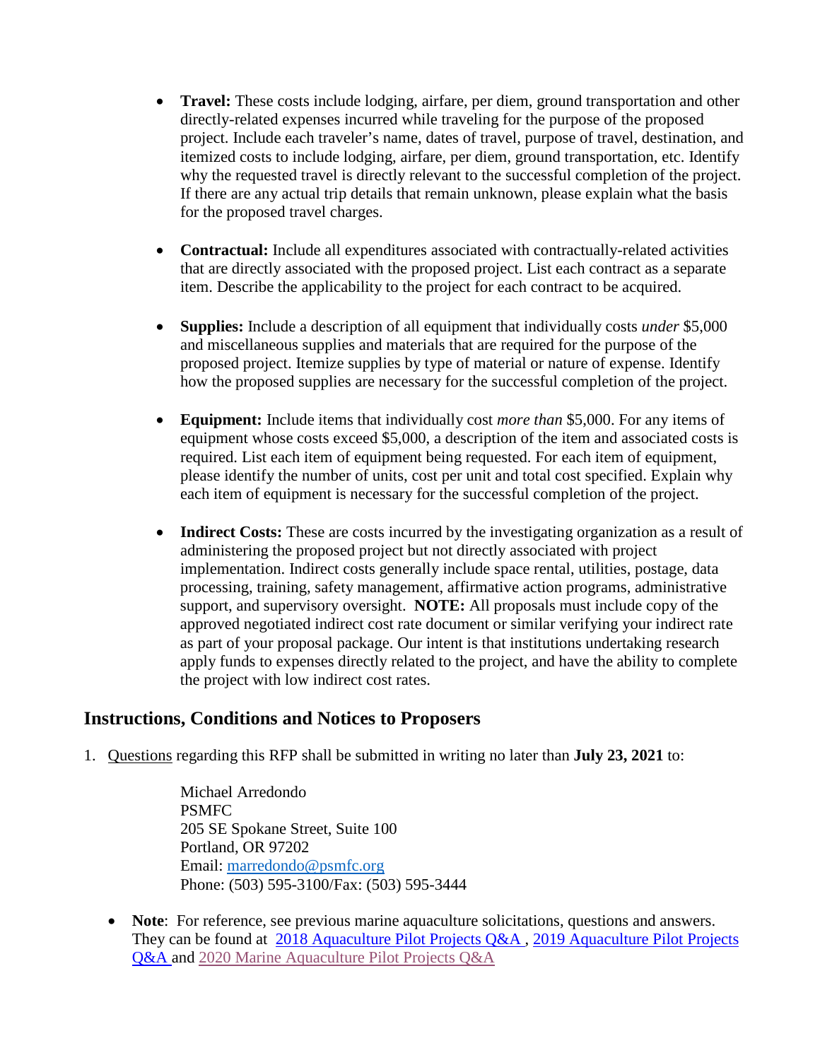- **Travel:** These costs include lodging, airfare, per diem, ground transportation and other directly-related expenses incurred while traveling for the purpose of the proposed project. Include each traveler's name, dates of travel, purpose of travel, destination, and itemized costs to include lodging, airfare, per diem, ground transportation, etc. Identify why the requested travel is directly relevant to the successful completion of the project. If there are any actual trip details that remain unknown, please explain what the basis for the proposed travel charges.

- **Contractual:** Include all expenditures associated with contractually-related activities that are directly associated with the proposed project. List each contract as a separate item. Describe the applicability to the project for each contract to be acquired.

- **Supplies:** Include a description of all equipment that individually costs *under* $5,000 and miscellaneous supplies and materials that are required for the purpose of the proposed project. Itemize supplies by type of material or nature of expense. Identify how the proposed supplies are necessary for the successful completion of the project.

- **Equipment:** Include items that individually cost *more than* $5,000. For any items of equipment whose costs exceed $5,000, a description of the item and associated costs is required. List each item of equipment being requested. For each item of equipment, please identify the number of units, cost per unit and total cost specified. Explain why each item of equipment is necessary for the successful completion of the project.

- **Indirect Costs:** These are costs incurred by the investigating organization as a result of administering the proposed project but not directly associated with project implementation. Indirect costs generally include space rental, utilities, postage, data processing, training, safety management, affirmative action programs, administrative support, and supervisory oversight. **NOTE:** All proposals must include copy of the approved negotiated indirect cost rate document or similar verifying your indirect rate as part of your proposal package. Our intent is that institutions undertaking research apply funds to expenses directly related to the project, and have the ability to complete the project with low indirect cost rates.

## Instructions, Conditions and Notices to Proposers

1. Questions regarding this RFP shall be submitted in writing no later than **July 23, 2021** to:

   Michael Arredondo
   PSMFC
   205 SE Spokane Street, Suite 100
   Portland, OR 97202
   Email: marredondo@psmfc.org
   Phone: (503) 595-3100/Fax: (503) 595-3444

- **Note**: For reference, see previous marine aquaculture solicitations, questions and answers. They can be found at 2018 Aquaculture Pilot Projects Q&A , 2019 Aquaculture Pilot Projects Q&A and 2020 Marine Aquaculture Pilot Projects Q&A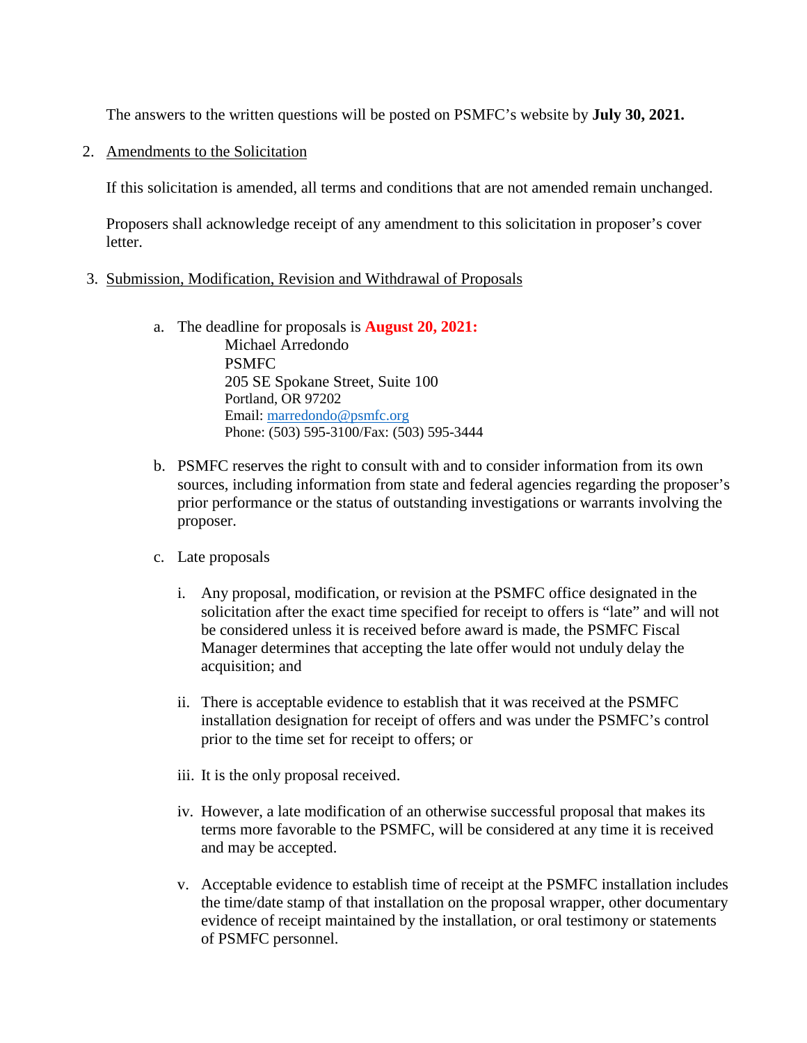The answers to the written questions will be posted on PSMFC's website by **July 30, 2021.**

2. Amendments to the Solicitation

   If this solicitation is amended, all terms and conditions that are not amended remain unchanged.

   Proposers shall acknowledge receipt of any amendment to this solicitation in proposer's cover letter.

3. Submission, Modification, Revision and Withdrawal of Proposals

   a. The deadline for proposals is **August 20, 2021:**
      Michael Arredondo
      PSMFC
      205 SE Spokane Street, Suite 100
      Portland, OR 97202
      Email: [marredondo@psmfc.org](mailto:marredondo@psmfc.org)
      Phone: (503) 595-3100/Fax: (503) 595-3444

   b. PSMFC reserves the right to consult with and to consider information from its own sources, including information from state and federal agencies regarding the proposer's prior performance or the status of outstanding investigations or warrants involving the proposer.

   c. Late proposals

      i. Any proposal, modification, or revision at the PSMFC office designated in the solicitation after the exact time specified for receipt to offers is "late" and will not be considered unless it is received before award is made, the PSMFC Fiscal Manager determines that accepting the late offer would not unduly delay the acquisition; and

      ii. There is acceptable evidence to establish that it was received at the PSMFC installation designation for receipt of offers and was under the PSMFC's control prior to the time set for receipt to offers; or

      iii. It is the only proposal received.

      iv. However, a late modification of an otherwise successful proposal that makes its terms more favorable to the PSMFC, will be considered at any time it is received and may be accepted.

      v. Acceptable evidence to establish time of receipt at the PSMFC installation includes the time/date stamp of that installation on the proposal wrapper, other documentary evidence of receipt maintained by the installation, or oral testimony or statements of PSMFC personnel.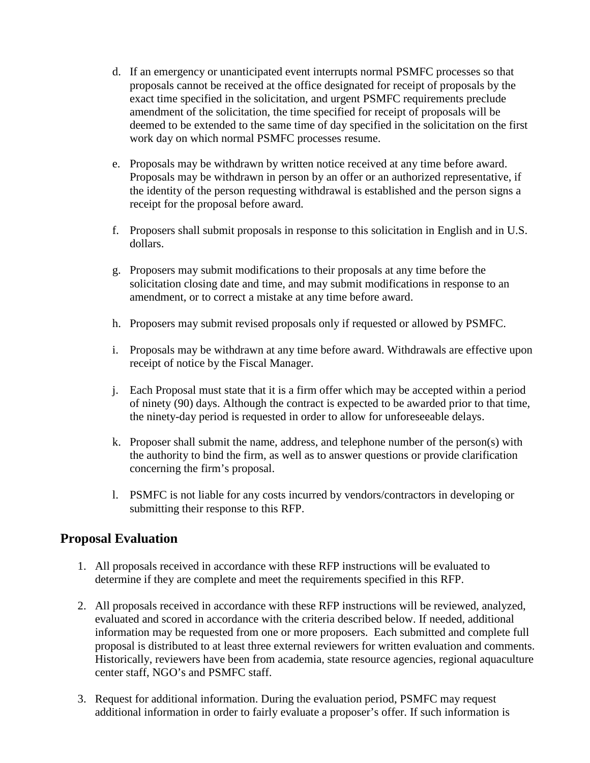d. If an emergency or unanticipated event interrupts normal PSMFC processes so that proposals cannot be received at the office designated for receipt of proposals by the exact time specified in the solicitation, and urgent PSMFC requirements preclude amendment of the solicitation, the time specified for receipt of proposals will be deemed to be extended to the same time of day specified in the solicitation on the first work day on which normal PSMFC processes resume.

e. Proposals may be withdrawn by written notice received at any time before award. Proposals may be withdrawn in person by an offer or an authorized representative, if the identity of the person requesting withdrawal is established and the person signs a receipt for the proposal before award.

f. Proposers shall submit proposals in response to this solicitation in English and in U.S. dollars.

g. Proposers may submit modifications to their proposals at any time before the solicitation closing date and time, and may submit modifications in response to an amendment, or to correct a mistake at any time before award.

h. Proposers may submit revised proposals only if requested or allowed by PSMFC.

i. Proposals may be withdrawn at any time before award. Withdrawals are effective upon receipt of notice by the Fiscal Manager.

j. Each Proposal must state that it is a firm offer which may be accepted within a period of ninety (90) days. Although the contract is expected to be awarded prior to that time, the ninety-day period is requested in order to allow for unforeseeable delays.

k. Proposer shall submit the name, address, and telephone number of the person(s) with the authority to bind the firm, as well as to answer questions or provide clarification concerning the firm's proposal.

l. PSMFC is not liable for any costs incurred by vendors/contractors in developing or submitting their response to this RFP.

## Proposal Evaluation

1. All proposals received in accordance with these RFP instructions will be evaluated to determine if they are complete and meet the requirements specified in this RFP.

2. All proposals received in accordance with these RFP instructions will be reviewed, analyzed, evaluated and scored in accordance with the criteria described below. If needed, additional information may be requested from one or more proposers. Each submitted and complete full proposal is distributed to at least three external reviewers for written evaluation and comments. Historically, reviewers have been from academia, state resource agencies, regional aquaculture center staff, NGO's and PSMFC staff.

3. Request for additional information. During the evaluation period, PSMFC may request additional information in order to fairly evaluate a proposer's offer. If such information is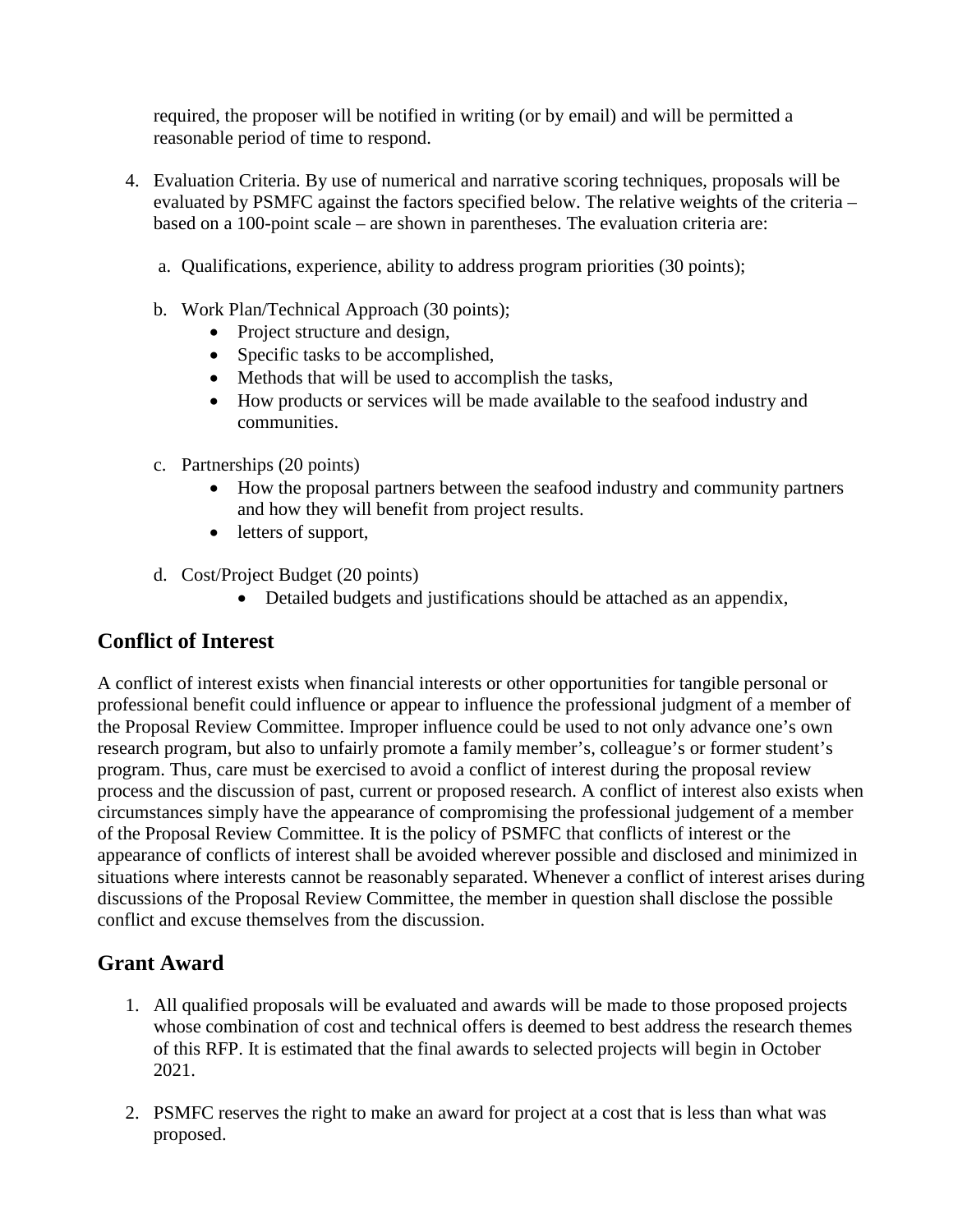required, the proposer will be notified in writing (or by email) and will be permitted a reasonable period of time to respond.

4. Evaluation Criteria. By use of numerical and narrative scoring techniques, proposals will be evaluated by PSMFC against the factors specified below. The relative weights of the criteria – based on a 100-point scale – are shown in parentheses. The evaluation criteria are:

   a. Qualifications, experience, ability to address program priorities (30 points);

   b. Work Plan/Technical Approach (30 points);
      - Project structure and design,
      - Specific tasks to be accomplished,
      - Methods that will be used to accomplish the tasks,
      - How products or services will be made available to the seafood industry and communities.

   c. Partnerships (20 points)
      - How the proposal partners between the seafood industry and community partners and how they will benefit from project results.
      - letters of support,

   d. Cost/Project Budget (20 points)
      - Detailed budgets and justifications should be attached as an appendix,

## Conflict of Interest

A conflict of interest exists when financial interests or other opportunities for tangible personal or professional benefit could influence or appear to influence the professional judgment of a member of the Proposal Review Committee. Improper influence could be used to not only advance one's own research program, but also to unfairly promote a family member's, colleague's or former student's program. Thus, care must be exercised to avoid a conflict of interest during the proposal review process and the discussion of past, current or proposed research. A conflict of interest also exists when circumstances simply have the appearance of compromising the professional judgement of a member of the Proposal Review Committee. It is the policy of PSMFC that conflicts of interest or the appearance of conflicts of interest shall be avoided wherever possible and disclosed and minimized in situations where interests cannot be reasonably separated. Whenever a conflict of interest arises during discussions of the Proposal Review Committee, the member in question shall disclose the possible conflict and excuse themselves from the discussion.

## Grant Award

1. All qualified proposals will be evaluated and awards will be made to those proposed projects whose combination of cost and technical offers is deemed to best address the research themes of this RFP. It is estimated that the final awards to selected projects will begin in October 2021.

2. PSMFC reserves the right to make an award for project at a cost that is less than what was proposed.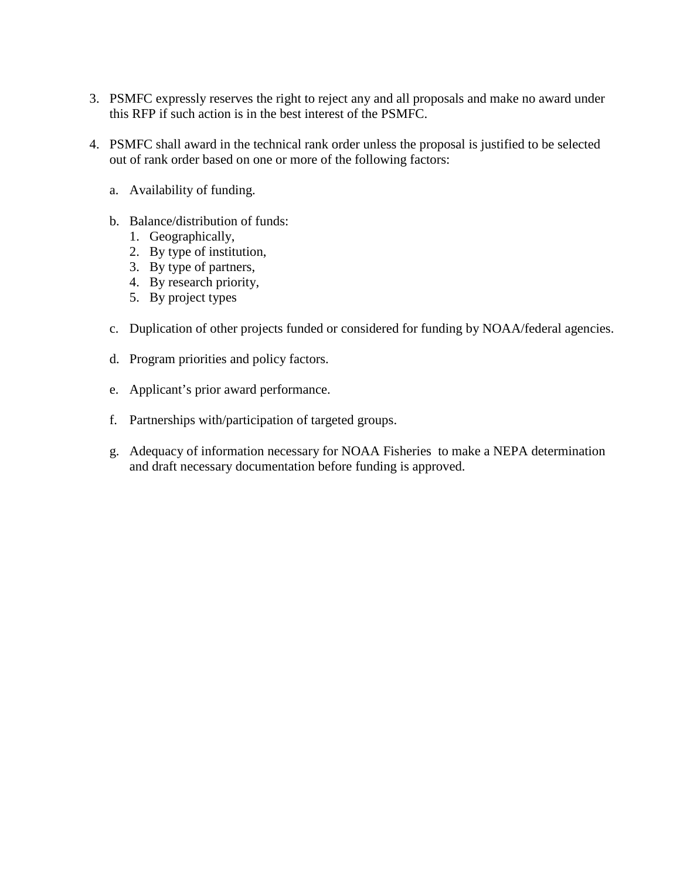3. PSMFC expressly reserves the right to reject any and all proposals and make no award under this RFP if such action is in the best interest of the PSMFC.

4. PSMFC shall award in the technical rank order unless the proposal is justified to be selected out of rank order based on one or more of the following factors:

    a. Availability of funding.

    b. Balance/distribution of funds:
        1. Geographically,
        2. By type of institution,
        3. By type of partners,
        4. By research priority,
        5. By project types

    c. Duplication of other projects funded or considered for funding by NOAA/federal agencies.

    d. Program priorities and policy factors.

    e. Applicant's prior award performance.

    f. Partnerships with/participation of targeted groups.

    g. Adequacy of information necessary for NOAA Fisheries to make a NEPA determination and draft necessary documentation before funding is approved.